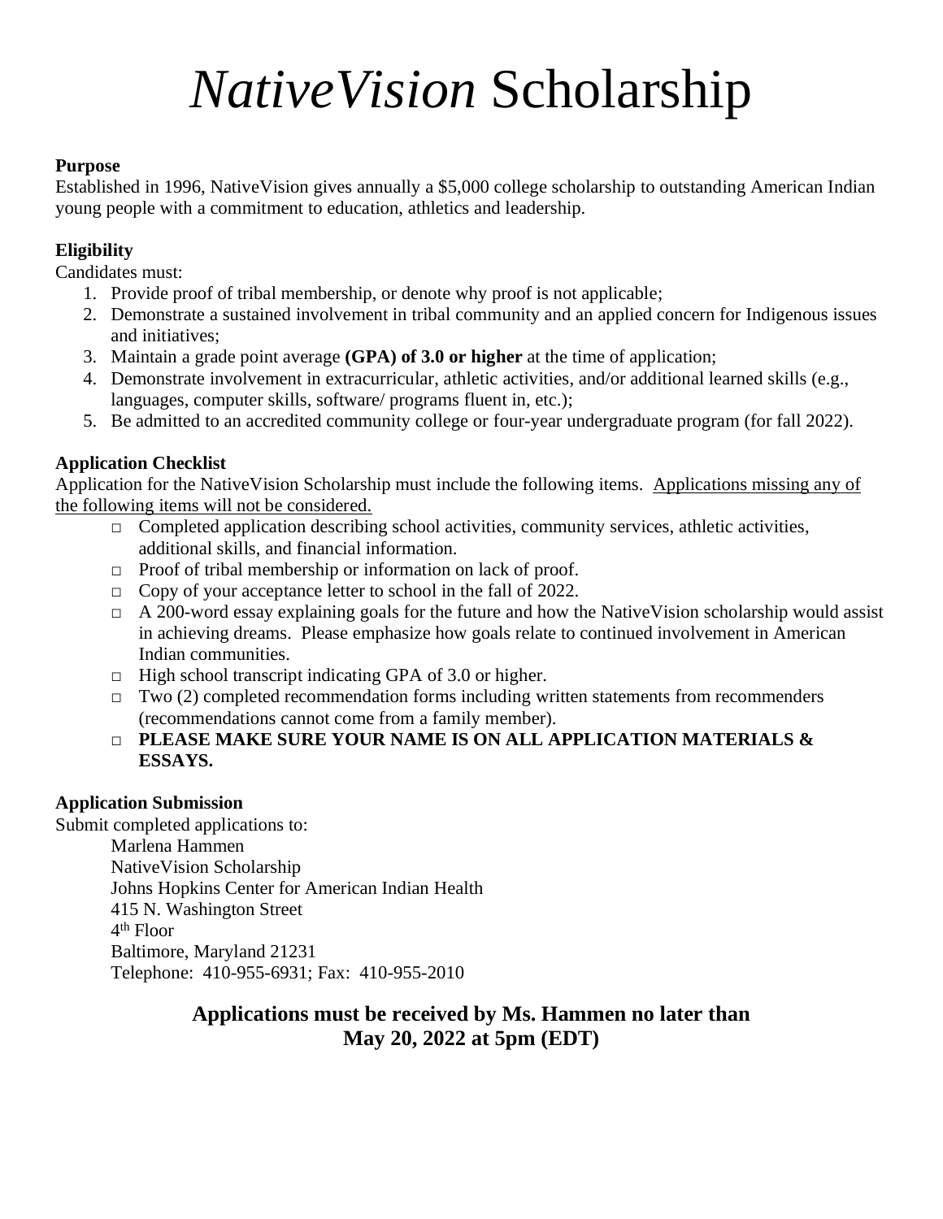# *NativeVision* Scholarship

**Purpose**

Established in 1996, NativeVision gives annually a $5,000 college scholarship to outstanding American Indian young people with a commitment to education, athletics and leadership.

**Eligibility**

Candidates must:

1. Provide proof of tribal membership, or denote why proof is not applicable;
2. Demonstrate a sustained involvement in tribal community and an applied concern for Indigenous issues and initiatives;
3. Maintain a grade point average **(GPA) of 3.0 or higher** at the time of application;
4. Demonstrate involvement in extracurricular, athletic activities, and/or additional learned skills (e.g., languages, computer skills, software/ programs fluent in, etc.);
5. Be admitted to an accredited community college or four-year undergraduate program (for fall 2022).

**Application Checklist**

Application for the NativeVision Scholarship must include the following items. <u>Applications missing any of the following items will not be considered.</u>

- □ Completed application describing school activities, community services, athletic activities, additional skills, and financial information.
- □ Proof of tribal membership or information on lack of proof.
- □ Copy of your acceptance letter to school in the fall of 2022.
- □ A 200-word essay explaining goals for the future and how the NativeVision scholarship would assist in achieving dreams. Please emphasize how goals relate to continued involvement in American Indian communities.
- □ High school transcript indicating GPA of 3.0 or higher.
- □ Two (2) completed recommendation forms including written statements from recommenders (recommendations cannot come from a family member).
- □ **PLEASE MAKE SURE YOUR NAME IS ON ALL APPLICATION MATERIALS & ESSAYS.**

**Application Submission**

Submit completed applications to:

Marlena Hammen
NativeVision Scholarship
Johns Hopkins Center for American Indian Health
415 N. Washington Street
4th Floor
Baltimore, Maryland 21231
Telephone: 410-955-6931; Fax: 410-955-2010

**Applications must be received by Ms. Hammen no later than May 20, 2022 at 5pm (EDT)**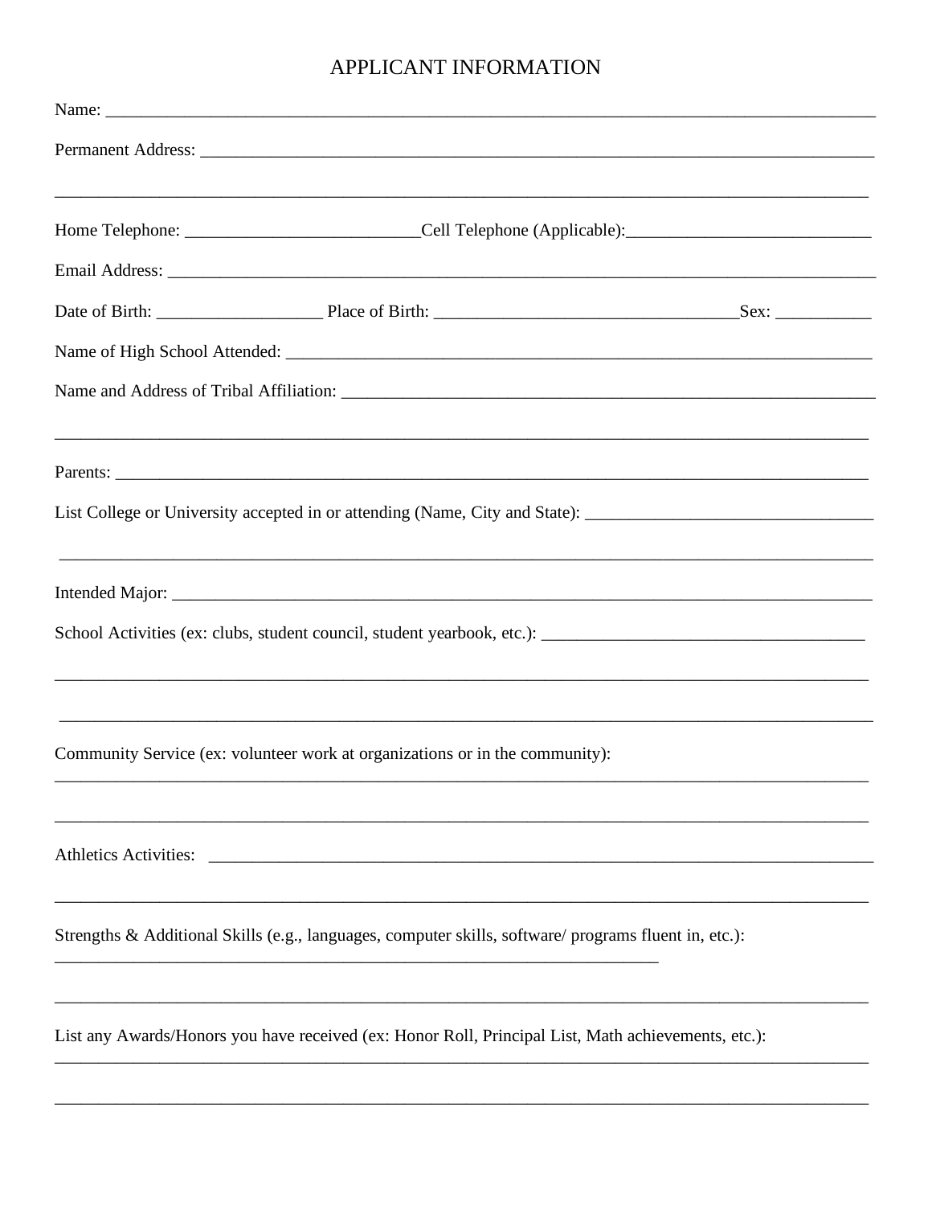# APPLICANT INFORMATION

Name: ___________________________________________________________________________________________

Permanent Address: _______________________________________________________________________________

___________________________________________________________________________________________________

Home Telephone: ___________________________Cell Telephone (Applicable):____________________________

Email Address: ____________________________________________________________________________________

Date of Birth: ___________________ Place of Birth: __________________________________Sex: ___________

Name of High School Attended: ______________________________________________________________________

Name and Address of Tribal Affiliation: _______________________________________________________________

___________________________________________________________________________________________________

Parents: __________________________________________________________________________________________

List College or University accepted in or attending (Name, City and State): _________________________________

___________________________________________________________________________________________________

Intended Major: ___________________________________________________________________________________

School Activities (ex: clubs, student council, student yearbook, etc.): _____________________________________

___________________________________________________________________________________________________

___________________________________________________________________________________________________

Community Service (ex: volunteer work at organizations or in the community):

___________________________________________________________________________________________________

___________________________________________________________________________________________________

Athletics Activities: _______________________________________________________________________________

___________________________________________________________________________________________________

Strengths & Additional Skills (e.g., languages, computer skills, software/ programs fluent in, etc.):

_________________________________________________________________________

___________________________________________________________________________________________________

List any Awards/Honors you have received (ex: Honor Roll, Principal List, Math achievements, etc.):

___________________________________________________________________________________________________

___________________________________________________________________________________________________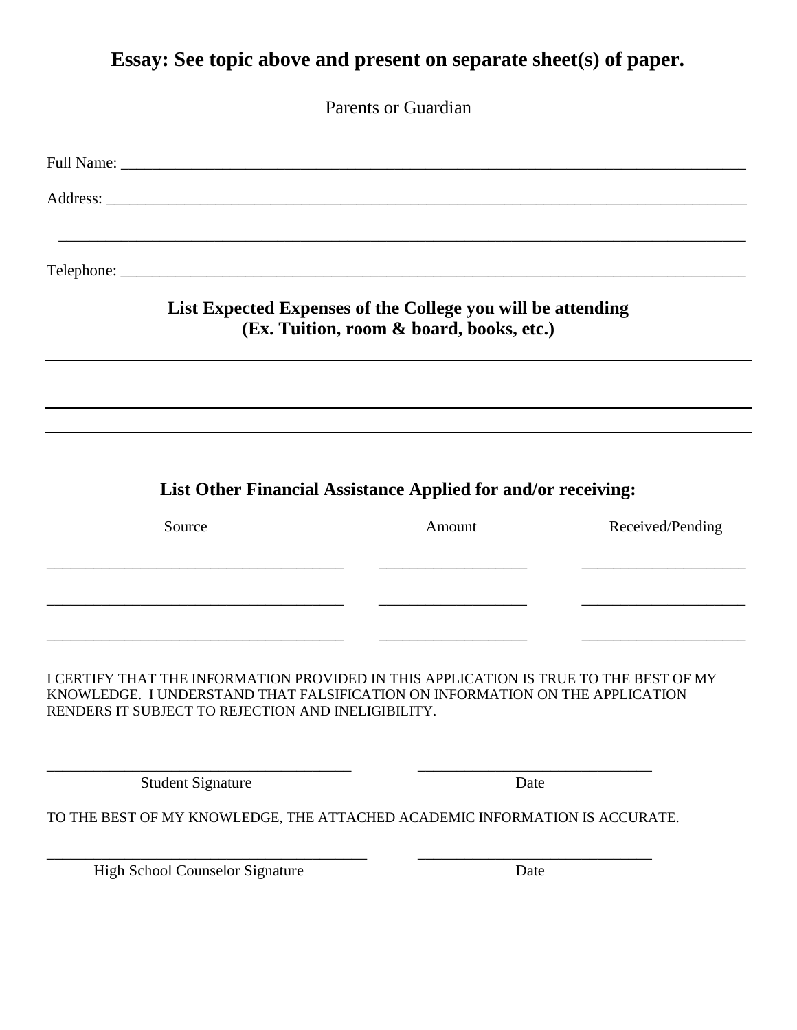## Essay: See topic above and present on separate sheet(s) of paper.

Parents or Guardian

Full Name: ______________________________________________________________________________

Address: ________________________________________________________________________________

_________________________________________________________________________________________

Telephone: ______________________________________________________________________________

### List Expected Expenses of the College you will be attending (Ex. Tuition, room & board, books, etc.)

_________________________________________________________________________________________

_________________________________________________________________________________________

_________________________________________________________________________________________

_________________________________________________________________________________________

_________________________________________________________________________________________

### List Other Financial Assistance Applied for and/or receiving:

| Source | Amount | Received/Pending |
|---|---|---|
| | | |
| | | |
| | | |

I CERTIFY THAT THE INFORMATION PROVIDED IN THIS APPLICATION IS TRUE TO THE BEST OF MY KNOWLEDGE. I UNDERSTAND THAT FALSIFICATION ON INFORMATION ON THE APPLICATION RENDERS IT SUBJECT TO REJECTION AND INELIGIBILITY.

________________________________________ ______________________________

Student Signature Date

TO THE BEST OF MY KNOWLEDGE, THE ATTACHED ACADEMIC INFORMATION IS ACCURATE.

__________________________________________ ______________________________

High School Counselor Signature Date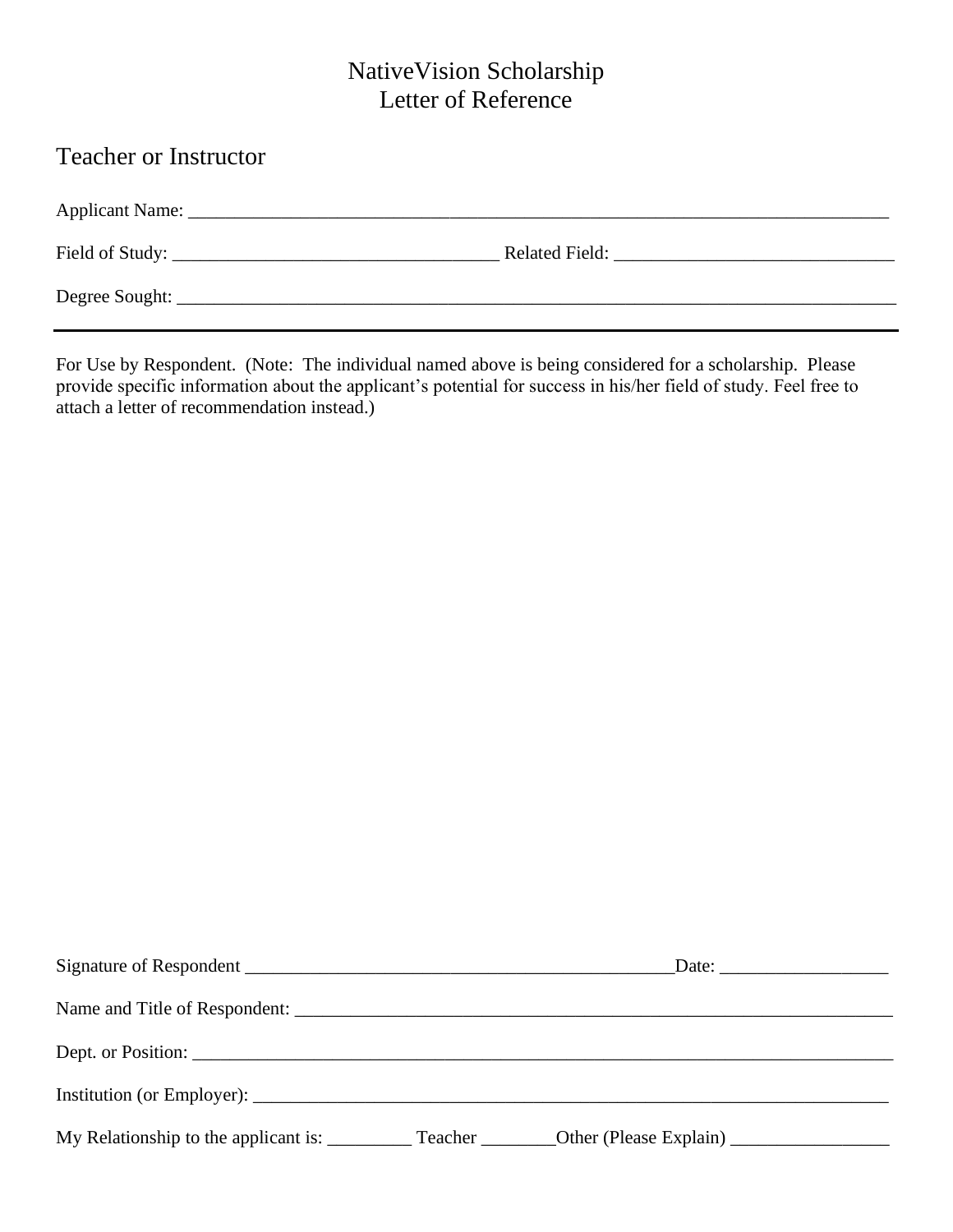# NativeVision Scholarship
## Letter of Reference

### Teacher or Instructor

Applicant Name: ___________________________________________________________________________

Field of Study: __________________________________ Related Field: ____________________________

Degree Sought: ____________________________________________________________________________

---

For Use by Respondent. (Note: The individual named above is being considered for a scholarship. Please provide specific information about the applicant's potential for success in his/her field of study. Feel free to attach a letter of recommendation instead.)

Signature of Respondent ______________________________________________Date: __________________

Name and Title of Respondent: ______________________________________________________________

Dept. or Position: __________________________________________________________________________

Institution (or Employer): __________________________________________________________________

My Relationship to the applicant is: _________ Teacher ________Other (Please Explain) _________________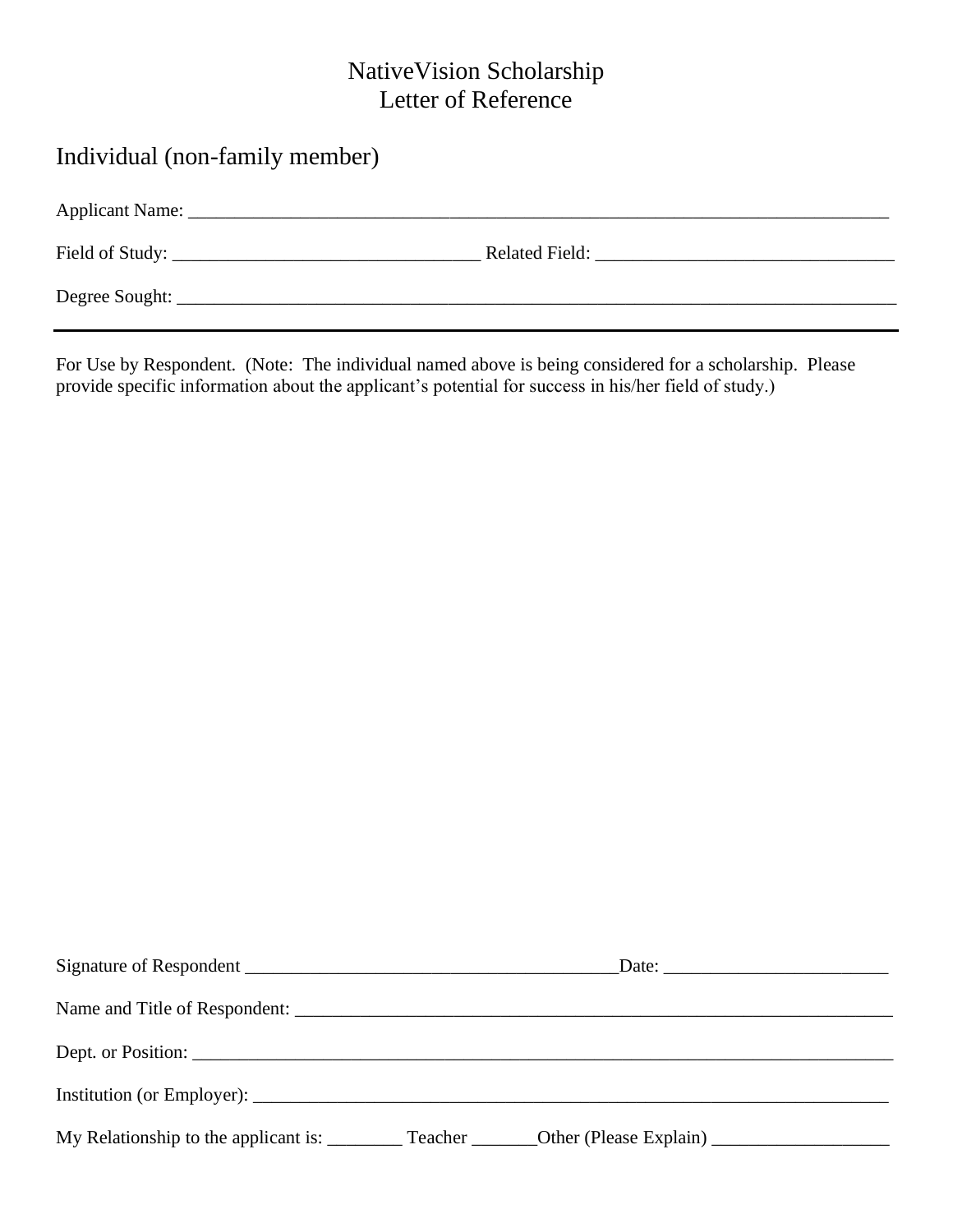# NativeVision Scholarship
# Letter of Reference

## Individual (non-family member)

Applicant Name: ___________________________________________________________________________

Field of Study: ________________________________ Related Field: ________________________________

Degree Sought: ____________________________________________________________________________

---

For Use by Respondent. (Note: The individual named above is being considered for a scholarship. Please provide specific information about the applicant's potential for success in his/her field of study.)

Signature of Respondent ________________________________________Date: ________________________

Name and Title of Respondent: ________________________________________________________________

Dept. or Position: __________________________________________________________________________

Institution (or Employer): ____________________________________________________________________

My Relationship to the applicant is: ________ Teacher _______Other (Please Explain) ___________________